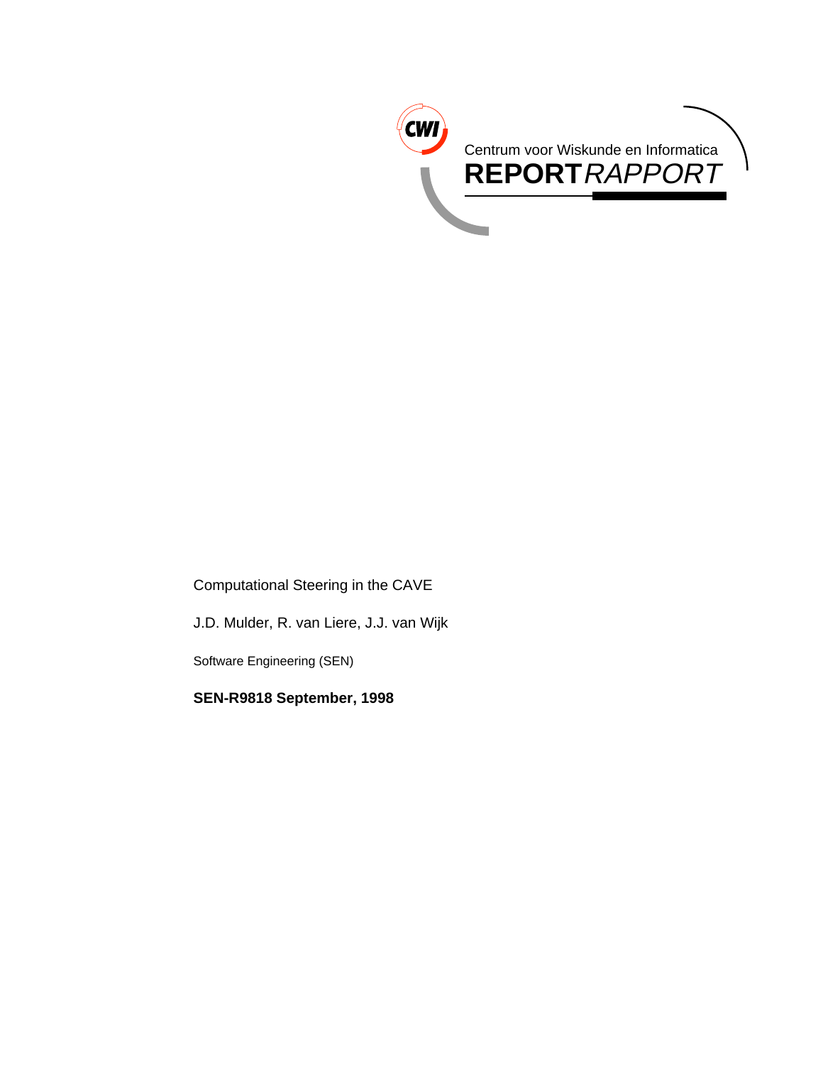Centrum voor Wiskunde en Informatica

**REPORT** *RAPPORT*

Computational Steering in the CAVE

J.D. Mulder, R. van Liere, J.J. van Wijk

Software Engineering (SEN)

**SEN-R9818 September, 1998**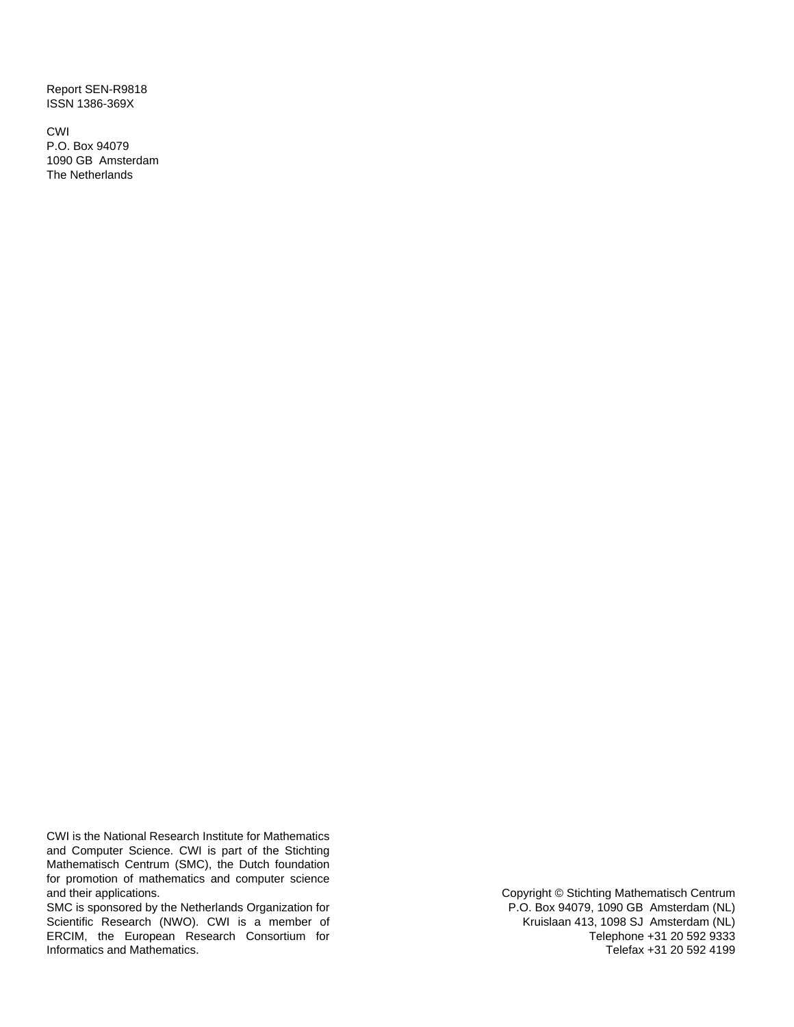Report SEN-R9818
ISSN 1386-369X

CWI
P.O. Box 94079
1090 GB Amsterdam
The Netherlands

CWI is the National Research Institute for Mathematics and Computer Science. CWI is part of the Stichting Mathematisch Centrum (SMC), the Dutch foundation for promotion of mathematics and computer science and their applications.
SMC is sponsored by the Netherlands Organization for Scientific Research (NWO). CWI is a member of ERCIM, the European Research Consortium for Informatics and Mathematics.

Copyright © Stichting Mathematisch Centrum
P.O. Box 94079, 1090 GB Amsterdam (NL)
Kruislaan 413, 1098 SJ Amsterdam (NL)
Telephone +31 20 592 9333
Telefax +31 20 592 4199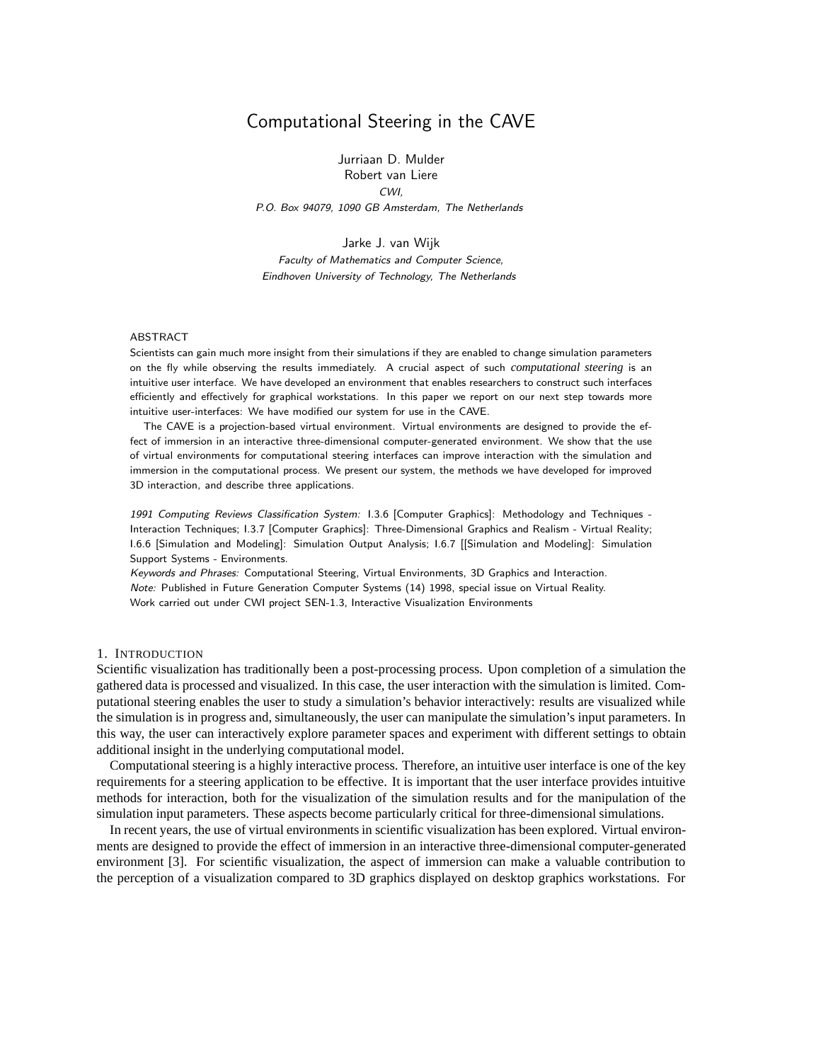# Computational Steering in the CAVE

Jurriaan D. Mulder
Robert van Liere
*CWI,*
*P.O. Box 94079, 1090 GB Amsterdam, The Netherlands*

Jarke J. van Wijk
*Faculty of Mathematics and Computer Science,*
*Eindhoven University of Technology, The Netherlands*

## ABSTRACT

Scientists can gain much more insight from their simulations if they are enabled to change simulation parameters on the fly while observing the results immediately. A crucial aspect of such *computational steering* is an intuitive user interface. We have developed an environment that enables researchers to construct such interfaces efficiently and effectively for graphical workstations. In this paper we report on our next step towards more intuitive user-interfaces: We have modified our system for use in the CAVE.

The CAVE is a projection-based virtual environment. Virtual environments are designed to provide the effect of immersion in an interactive three-dimensional computer-generated environment. We show that the use of virtual environments for computational steering interfaces can improve interaction with the simulation and immersion in the computational process. We present our system, the methods we have developed for improved 3D interaction, and describe three applications.

*1991 Computing Reviews Classification System:* I.3.6 [Computer Graphics]: Methodology and Techniques - Interaction Techniques; I.3.7 [Computer Graphics]: Three-Dimensional Graphics and Realism - Virtual Reality; I.6.6 [Simulation and Modeling]: Simulation Output Analysis; I.6.7 [[Simulation and Modeling]: Simulation Support Systems - Environments.
*Keywords and Phrases:* Computational Steering, Virtual Environments, 3D Graphics and Interaction.
*Note:* Published in Future Generation Computer Systems (14) 1998, special issue on Virtual Reality.
Work carried out under CWI project SEN-1.3, Interactive Visualization Environments

## 1. Introduction

Scientific visualization has traditionally been a post-processing process. Upon completion of a simulation the gathered data is processed and visualized. In this case, the user interaction with the simulation is limited. Computational steering enables the user to study a simulation's behavior interactively: results are visualized while the simulation is in progress and, simultaneously, the user can manipulate the simulation's input parameters. In this way, the user can interactively explore parameter spaces and experiment with different settings to obtain additional insight in the underlying computational model.

Computational steering is a highly interactive process. Therefore, an intuitive user interface is one of the key requirements for a steering application to be effective. It is important that the user interface provides intuitive methods for interaction, both for the visualization of the simulation results and for the manipulation of the simulation input parameters. These aspects become particularly critical for three-dimensional simulations.

In recent years, the use of virtual environments in scientific visualization has been explored. Virtual environments are designed to provide the effect of immersion in an interactive three-dimensional computer-generated environment [3]. For scientific visualization, the aspect of immersion can make a valuable contribution to the perception of a visualization compared to 3D graphics displayed on desktop graphics workstations. For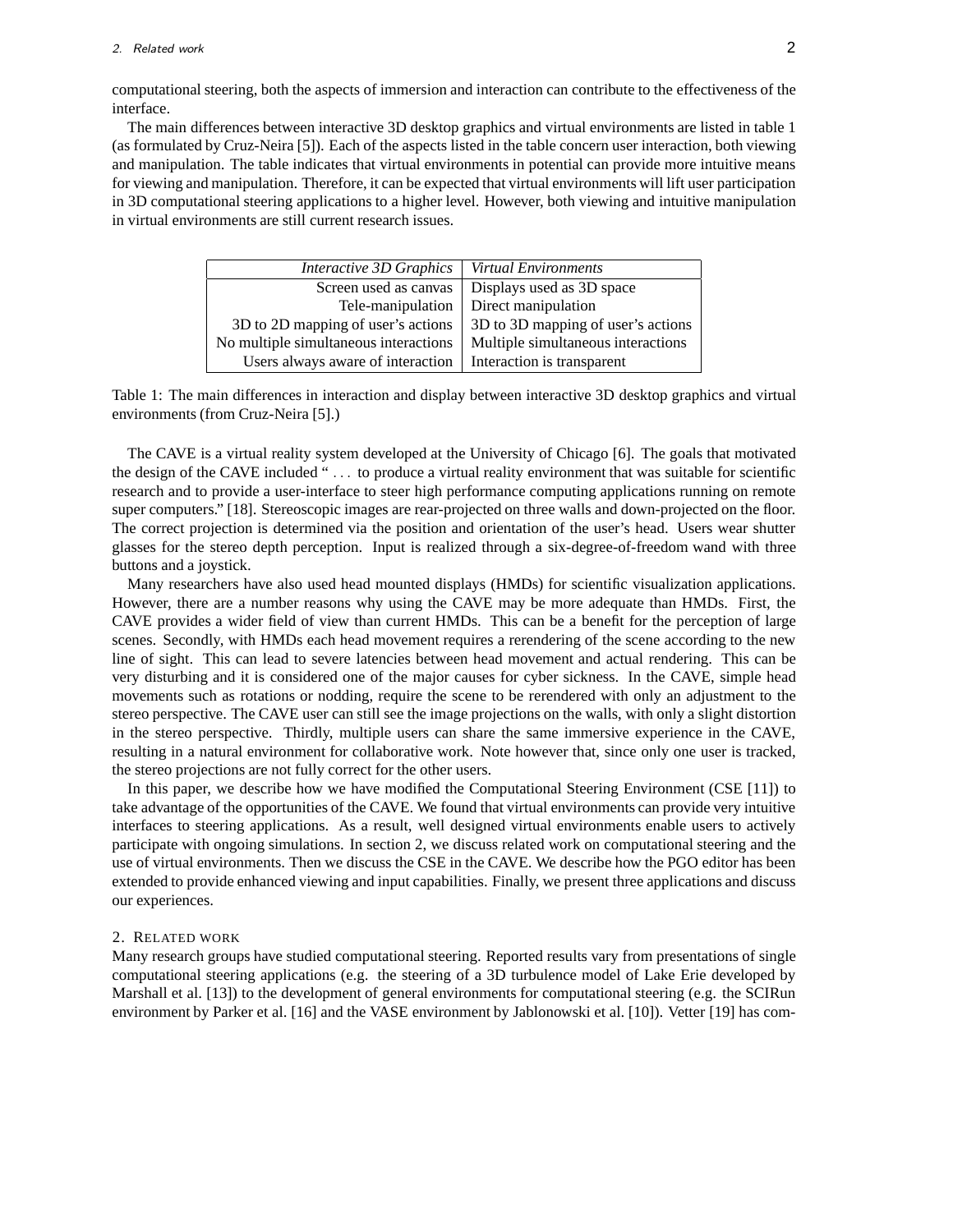computational steering, both the aspects of immersion and interaction can contribute to the effectiveness of the interface.

The main differences between interactive 3D desktop graphics and virtual environments are listed in table 1 (as formulated by Cruz-Neira [5]). Each of the aspects listed in the table concern user interaction, both viewing and manipulation. The table indicates that virtual environments in potential can provide more intuitive means for viewing and manipulation. Therefore, it can be expected that virtual environments will lift user participation in 3D computational steering applications to a higher level. However, both viewing and intuitive manipulation in virtual environments are still current research issues.

| *Interactive 3D Graphics* | *Virtual Environments* |
|---:|---|
| Screen used as canvas | Displays used as 3D space |
| Tele-manipulation | Direct manipulation |
| 3D to 2D mapping of user's actions | 3D to 3D mapping of user's actions |
| No multiple simultaneous interactions | Multiple simultaneous interactions |
| Users always aware of interaction | Interaction is transparent |

Table 1: The main differences in interaction and display between interactive 3D desktop graphics and virtual environments (from Cruz-Neira [5].)

The CAVE is a virtual reality system developed at the University of Chicago [6]. The goals that motivated the design of the CAVE included " ... to produce a virtual reality environment that was suitable for scientific research and to provide a user-interface to steer high performance computing applications running on remote super computers." [18]. Stereoscopic images are rear-projected on three walls and down-projected on the floor. The correct projection is determined via the position and orientation of the user's head. Users wear shutter glasses for the stereo depth perception. Input is realized through a six-degree-of-freedom wand with three buttons and a joystick.

Many researchers have also used head mounted displays (HMDs) for scientific visualization applications. However, there are a number reasons why using the CAVE may be more adequate than HMDs. First, the CAVE provides a wider field of view than current HMDs. This can be a benefit for the perception of large scenes. Secondly, with HMDs each head movement requires a rerendering of the scene according to the new line of sight. This can lead to severe latencies between head movement and actual rendering. This can be very disturbing and it is considered one of the major causes for cyber sickness. In the CAVE, simple head movements such as rotations or nodding, require the scene to be rerendered with only an adjustment to the stereo perspective. The CAVE user can still see the image projections on the walls, with only a slight distortion in the stereo perspective. Thirdly, multiple users can share the same immersive experience in the CAVE, resulting in a natural environment for collaborative work. Note however that, since only one user is tracked, the stereo projections are not fully correct for the other users.

In this paper, we describe how we have modified the Computational Steering Environment (CSE [11]) to take advantage of the opportunities of the CAVE. We found that virtual environments can provide very intuitive interfaces to steering applications. As a result, well designed virtual environments enable users to actively participate with ongoing simulations. In section 2, we discuss related work on computational steering and the use of virtual environments. Then we discuss the CSE in the CAVE. We describe how the PGO editor has been extended to provide enhanced viewing and input capabilities. Finally, we present three applications and discuss our experiences.

## 2. Related work

Many research groups have studied computational steering. Reported results vary from presentations of single computational steering applications (e.g. the steering of a 3D turbulence model of Lake Erie developed by Marshall et al. [13]) to the development of general environments for computational steering (e.g. the SCIRun environment by Parker et al. [16] and the VASE environment by Jablonowski et al. [10]). Vetter [19] has com-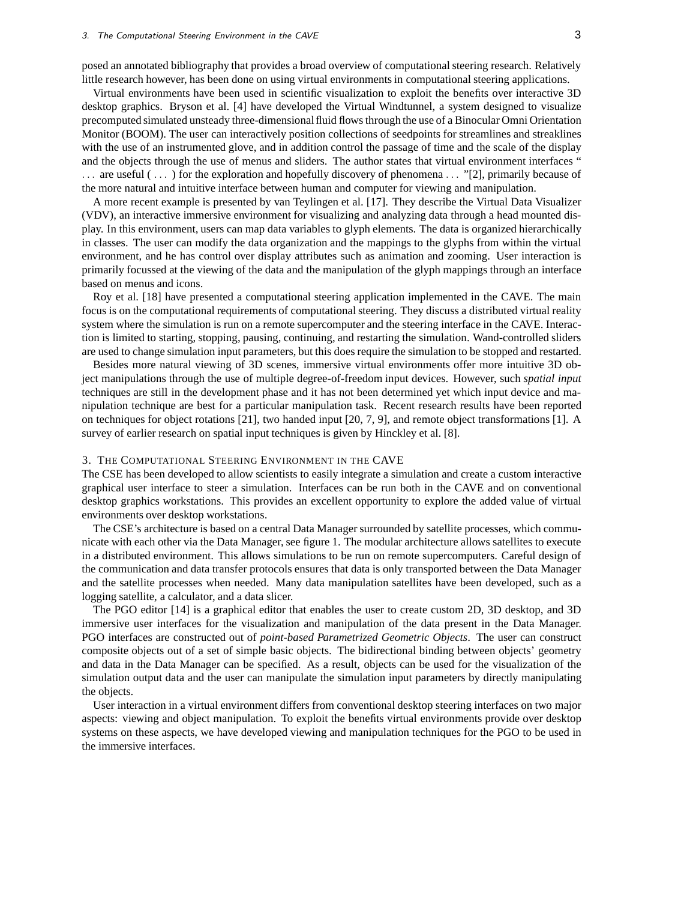posed an annotated bibliography that provides a broad overview of computational steering research. Relatively little research however, has been done on using virtual environments in computational steering applications.

Virtual environments have been used in scientific visualization to exploit the benefits over interactive 3D desktop graphics. Bryson et al. [4] have developed the Virtual Windtunnel, a system designed to visualize precomputed simulated unsteady three-dimensional fluid flows through the use of a Binocular Omni Orientation Monitor (BOOM). The user can interactively position collections of seedpoints for streamlines and streaklines with the use of an instrumented glove, and in addition control the passage of time and the scale of the display and the objects through the use of menus and sliders. The author states that virtual environment interfaces " . . . are useful ( . . . ) for the exploration and hopefully discovery of phenomena . . . "[2], primarily because of the more natural and intuitive interface between human and computer for viewing and manipulation.

A more recent example is presented by van Teylingen et al. [17]. They describe the Virtual Data Visualizer (VDV), an interactive immersive environment for visualizing and analyzing data through a head mounted display. In this environment, users can map data variables to glyph elements. The data is organized hierarchically in classes. The user can modify the data organization and the mappings to the glyphs from within the virtual environment, and he has control over display attributes such as animation and zooming. User interaction is primarily focussed at the viewing of the data and the manipulation of the glyph mappings through an interface based on menus and icons.

Roy et al. [18] have presented a computational steering application implemented in the CAVE. The main focus is on the computational requirements of computational steering. They discuss a distributed virtual reality system where the simulation is run on a remote supercomputer and the steering interface in the CAVE. Interaction is limited to starting, stopping, pausing, continuing, and restarting the simulation. Wand-controlled sliders are used to change simulation input parameters, but this does require the simulation to be stopped and restarted.

Besides more natural viewing of 3D scenes, immersive virtual environments offer more intuitive 3D object manipulations through the use of multiple degree-of-freedom input devices. However, such *spatial input* techniques are still in the development phase and it has not been determined yet which input device and manipulation technique are best for a particular manipulation task. Recent research results have been reported on techniques for object rotations [21], two handed input [20, 7, 9], and remote object transformations [1]. A survey of earlier research on spatial input techniques is given by Hinckley et al. [8].

## 3. The Computational Steering Environment in the CAVE

The CSE has been developed to allow scientists to easily integrate a simulation and create a custom interactive graphical user interface to steer a simulation. Interfaces can be run both in the CAVE and on conventional desktop graphics workstations. This provides an excellent opportunity to explore the added value of virtual environments over desktop workstations.

The CSE's architecture is based on a central Data Manager surrounded by satellite processes, which communicate with each other via the Data Manager, see figure 1. The modular architecture allows satellites to execute in a distributed environment. This allows simulations to be run on remote supercomputers. Careful design of the communication and data transfer protocols ensures that data is only transported between the Data Manager and the satellite processes when needed. Many data manipulation satellites have been developed, such as a logging satellite, a calculator, and a data slicer.

The PGO editor [14] is a graphical editor that enables the user to create custom 2D, 3D desktop, and 3D immersive user interfaces for the visualization and manipulation of the data present in the Data Manager. PGO interfaces are constructed out of *point-based Parametrized Geometric Objects*. The user can construct composite objects out of a set of simple basic objects. The bidirectional binding between objects' geometry and data in the Data Manager can be specified. As a result, objects can be used for the visualization of the simulation output data and the user can manipulate the simulation input parameters by directly manipulating the objects.

User interaction in a virtual environment differs from conventional desktop steering interfaces on two major aspects: viewing and object manipulation. To exploit the benefits virtual environments provide over desktop systems on these aspects, we have developed viewing and manipulation techniques for the PGO to be used in the immersive interfaces.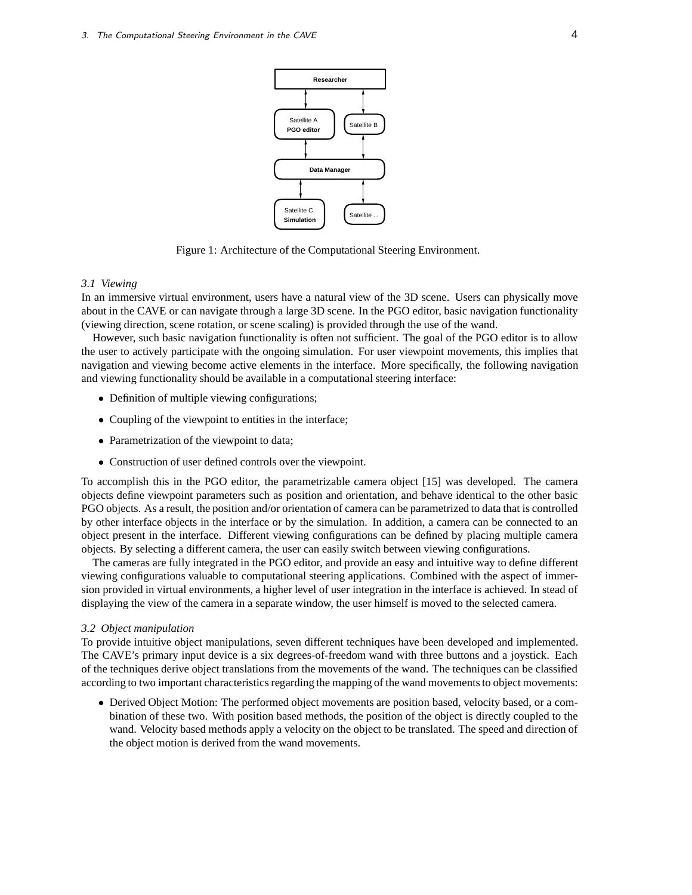Researcher

Satellite A
PGO editor

Satellite B

Data Manager

Satellite C
Simulation

Satellite ...

Figure 1: Architecture of the Computational Steering Environment.

### 3.1 Viewing

In an immersive virtual environment, users have a natural view of the 3D scene. Users can physically move about in the CAVE or can navigate through a large 3D scene. In the PGO editor, basic navigation functionality (viewing direction, scene rotation, or scene scaling) is provided through the use of the wand.

However, such basic navigation functionality is often not sufficient. The goal of the PGO editor is to allow the user to actively participate with the ongoing simulation. For user viewpoint movements, this implies that navigation and viewing become active elements in the interface. More specifically, the following navigation and viewing functionality should be available in a computational steering interface:

- Definition of multiple viewing configurations;
- Coupling of the viewpoint to entities in the interface;
- Parametrization of the viewpoint to data;
- Construction of user defined controls over the viewpoint.

To accomplish this in the PGO editor, the parametrizable camera object [15] was developed. The camera objects define viewpoint parameters such as position and orientation, and behave identical to the other basic PGO objects. As a result, the position and/or orientation of camera can be parametrized to data that is controlled by other interface objects in the interface or by the simulation. In addition, a camera can be connected to an object present in the interface. Different viewing configurations can be defined by placing multiple camera objects. By selecting a different camera, the user can easily switch between viewing configurations.

The cameras are fully integrated in the PGO editor, and provide an easy and intuitive way to define different viewing configurations valuable to computational steering applications. Combined with the aspect of immersion provided in virtual environments, a higher level of user integration in the interface is achieved. In stead of displaying the view of the camera in a separate window, the user himself is moved to the selected camera.

### 3.2 Object manipulation

To provide intuitive object manipulations, seven different techniques have been developed and implemented. The CAVE's primary input device is a six degrees-of-freedom wand with three buttons and a joystick. Each of the techniques derive object translations from the movements of the wand. The techniques can be classified according to two important characteristics regarding the mapping of the wand movements to object movements:

- Derived Object Motion: The performed object movements are position based, velocity based, or a combination of these two. With position based methods, the position of the object is directly coupled to the wand. Velocity based methods apply a velocity on the object to be translated. The speed and direction of the object motion is derived from the wand movements.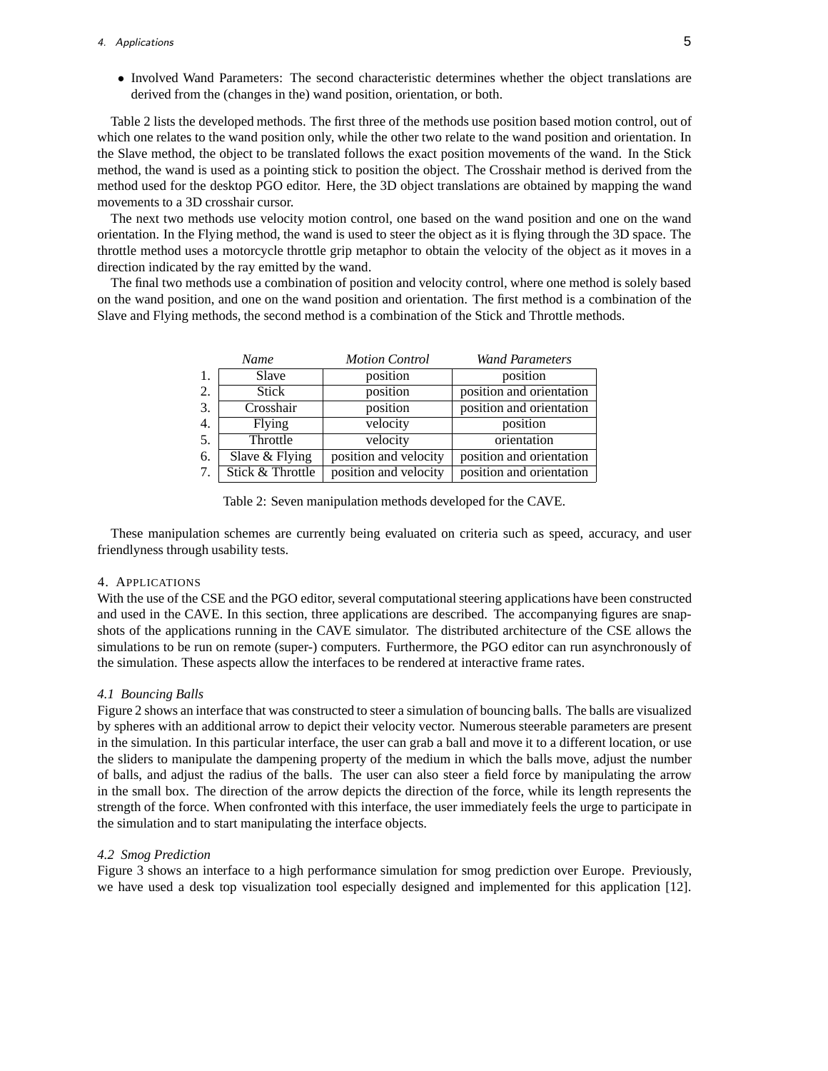- Involved Wand Parameters: The second characteristic determines whether the object translations are derived from the (changes in the) wand position, orientation, or both.

Table 2 lists the developed methods. The first three of the methods use position based motion control, out of which one relates to the wand position only, while the other two relate to the wand position and orientation. In the Slave method, the object to be translated follows the exact position movements of the wand. In the Stick method, the wand is used as a pointing stick to position the object. The Crosshair method is derived from the method used for the desktop PGO editor. Here, the 3D object translations are obtained by mapping the wand movements to a 3D crosshair cursor.

The next two methods use velocity motion control, one based on the wand position and one on the wand orientation. In the Flying method, the wand is used to steer the object as it is flying through the 3D space. The throttle method uses a motorcycle throttle grip metaphor to obtain the velocity of the object as it moves in a direction indicated by the ray emitted by the wand.

The final two methods use a combination of position and velocity control, where one method is solely based on the wand position, and one on the wand position and orientation. The first method is a combination of the Slave and Flying methods, the second method is a combination of the Stick and Throttle methods.

| | *Name* | *Motion Control* | *Wand Parameters* |
|---|---|---|---|
| 1. | Slave | position | position |
| 2. | Stick | position | position and orientation |
| 3. | Crosshair | position | position and orientation |
| 4. | Flying | velocity | position |
| 5. | Throttle | velocity | orientation |
| 6. | Slave & Flying | position and velocity | position and orientation |
| 7. | Stick & Throttle | position and velocity | position and orientation |

Table 2: Seven manipulation methods developed for the CAVE.

These manipulation schemes are currently being evaluated on criteria such as speed, accuracy, and user friendlyness through usability tests.

## 4. Applications

With the use of the CSE and the PGO editor, several computational steering applications have been constructed and used in the CAVE. In this section, three applications are described. The accompanying figures are snapshots of the applications running in the CAVE simulator. The distributed architecture of the CSE allows the simulations to be run on remote (super-) computers. Furthermore, the PGO editor can run asynchronously of the simulation. These aspects allow the interfaces to be rendered at interactive frame rates.

### *4.1 Bouncing Balls*

Figure 2 shows an interface that was constructed to steer a simulation of bouncing balls. The balls are visualized by spheres with an additional arrow to depict their velocity vector. Numerous steerable parameters are present in the simulation. In this particular interface, the user can grab a ball and move it to a different location, or use the sliders to manipulate the dampening property of the medium in which the balls move, adjust the number of balls, and adjust the radius of the balls. The user can also steer a field force by manipulating the arrow in the small box. The direction of the arrow depicts the direction of the force, while its length represents the strength of the force. When confronted with this interface, the user immediately feels the urge to participate in the simulation and to start manipulating the interface objects.

### *4.2 Smog Prediction*

Figure 3 shows an interface to a high performance simulation for smog prediction over Europe. Previously, we have used a desk top visualization tool especially designed and implemented for this application [12].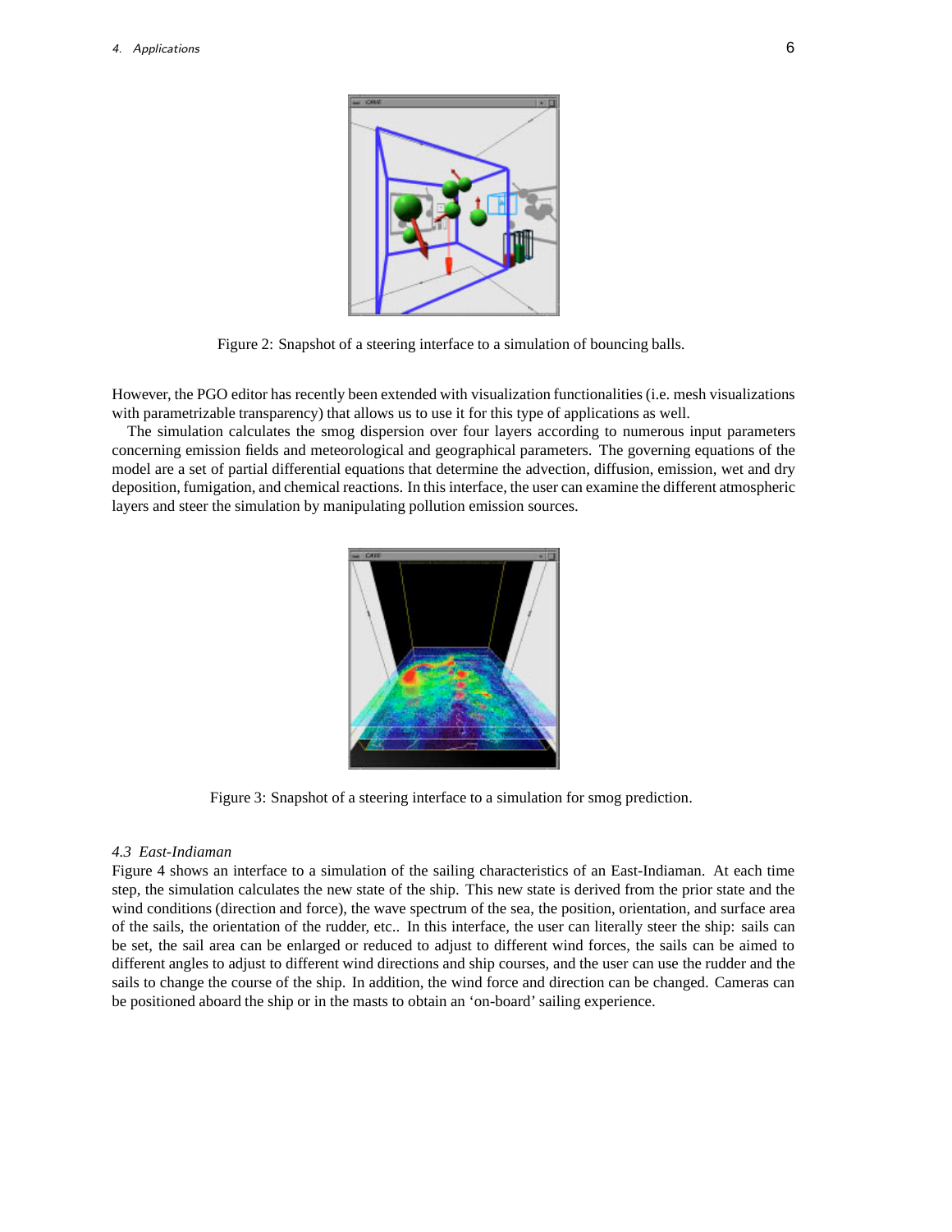Figure 2: Snapshot of a steering interface to a simulation of bouncing balls.

However, the PGO editor has recently been extended with visualization functionalities (i.e. mesh visualizations with parametrizable transparency) that allows us to use it for this type of applications as well.

The simulation calculates the smog dispersion over four layers according to numerous input parameters concerning emission fields and meteorological and geographical parameters. The governing equations of the model are a set of partial differential equations that determine the advection, diffusion, emission, wet and dry deposition, fumigation, and chemical reactions. In this interface, the user can examine the different atmospheric layers and steer the simulation by manipulating pollution emission sources.

Figure 3: Snapshot of a steering interface to a simulation for smog prediction.

### *4.3 East-Indiaman*

Figure 4 shows an interface to a simulation of the sailing characteristics of an East-Indiaman. At each time step, the simulation calculates the new state of the ship. This new state is derived from the prior state and the wind conditions (direction and force), the wave spectrum of the sea, the position, orientation, and surface area of the sails, the orientation of the rudder, etc.. In this interface, the user can literally steer the ship: sails can be set, the sail area can be enlarged or reduced to adjust to different wind forces, the sails can be aimed to different angles to adjust to different wind directions and ship courses, and the user can use the rudder and the sails to change the course of the ship. In addition, the wind force and direction can be changed. Cameras can be positioned aboard the ship or in the masts to obtain an 'on-board' sailing experience.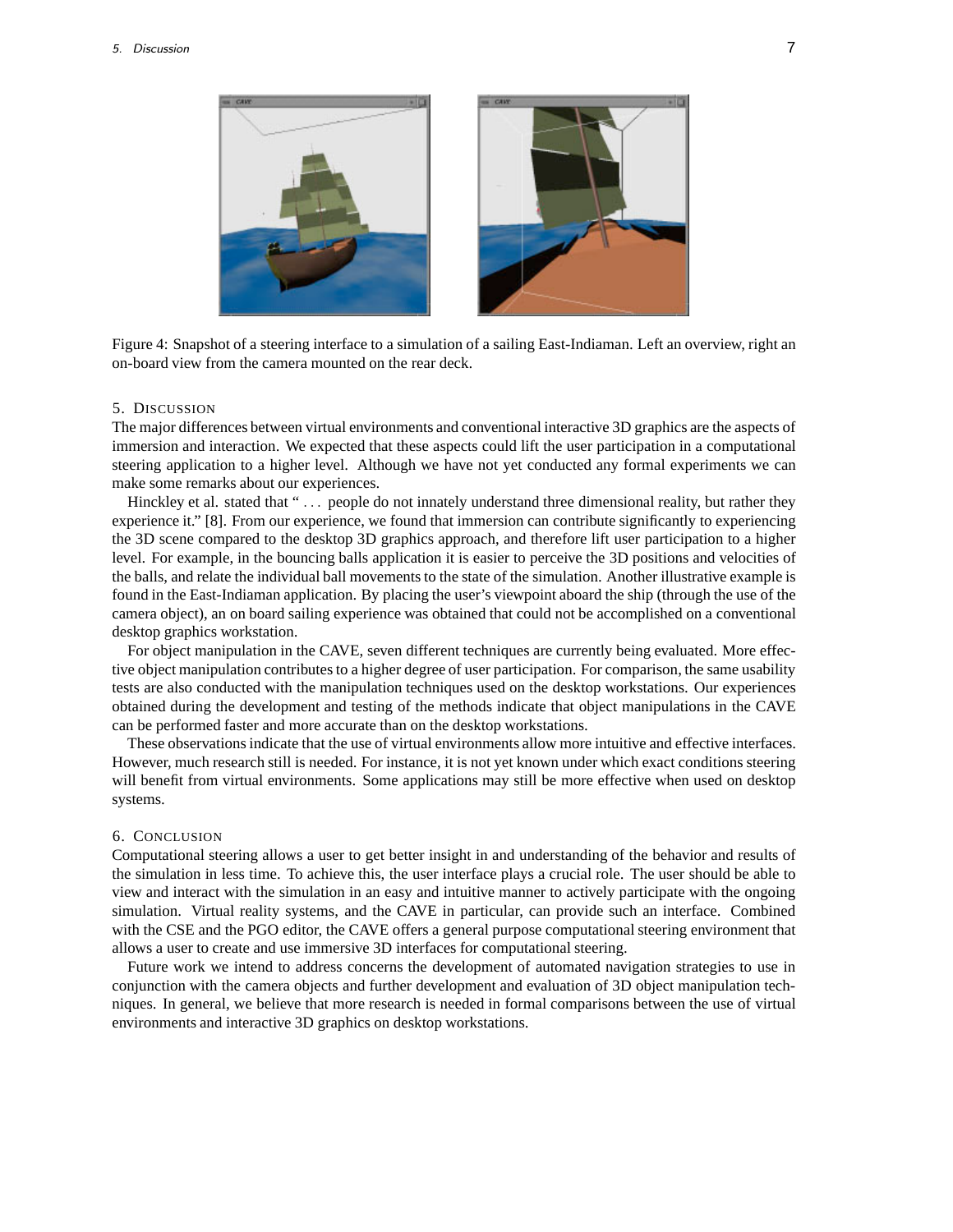Figure 4: Snapshot of a steering interface to a simulation of a sailing East-Indiaman. Left an overview, right an on-board view from the camera mounted on the rear deck.

## 5. Discussion

The major differences between virtual environments and conventional interactive 3D graphics are the aspects of immersion and interaction. We expected that these aspects could lift the user participation in a computational steering application to a higher level. Although we have not yet conducted any formal experiments we can make some remarks about our experiences.

Hinckley et al. stated that " ... people do not innately understand three dimensional reality, but rather they experience it." [8]. From our experience, we found that immersion can contribute significantly to experiencing the 3D scene compared to the desktop 3D graphics approach, and therefore lift user participation to a higher level. For example, in the bouncing balls application it is easier to perceive the 3D positions and velocities of the balls, and relate the individual ball movements to the state of the simulation. Another illustrative example is found in the East-Indiaman application. By placing the user's viewpoint aboard the ship (through the use of the camera object), an on board sailing experience was obtained that could not be accomplished on a conventional desktop graphics workstation.

For object manipulation in the CAVE, seven different techniques are currently being evaluated. More effective object manipulation contributes to a higher degree of user participation. For comparison, the same usability tests are also conducted with the manipulation techniques used on the desktop workstations. Our experiences obtained during the development and testing of the methods indicate that object manipulations in the CAVE can be performed faster and more accurate than on the desktop workstations.

These observations indicate that the use of virtual environments allow more intuitive and effective interfaces. However, much research still is needed. For instance, it is not yet known under which exact conditions steering will benefit from virtual environments. Some applications may still be more effective when used on desktop systems.

## 6. Conclusion

Computational steering allows a user to get better insight in and understanding of the behavior and results of the simulation in less time. To achieve this, the user interface plays a crucial role. The user should be able to view and interact with the simulation in an easy and intuitive manner to actively participate with the ongoing simulation. Virtual reality systems, and the CAVE in particular, can provide such an interface. Combined with the CSE and the PGO editor, the CAVE offers a general purpose computational steering environment that allows a user to create and use immersive 3D interfaces for computational steering.

Future work we intend to address concerns the development of automated navigation strategies to use in conjunction with the camera objects and further development and evaluation of 3D object manipulation techniques. In general, we believe that more research is needed in formal comparisons between the use of virtual environments and interactive 3D graphics on desktop workstations.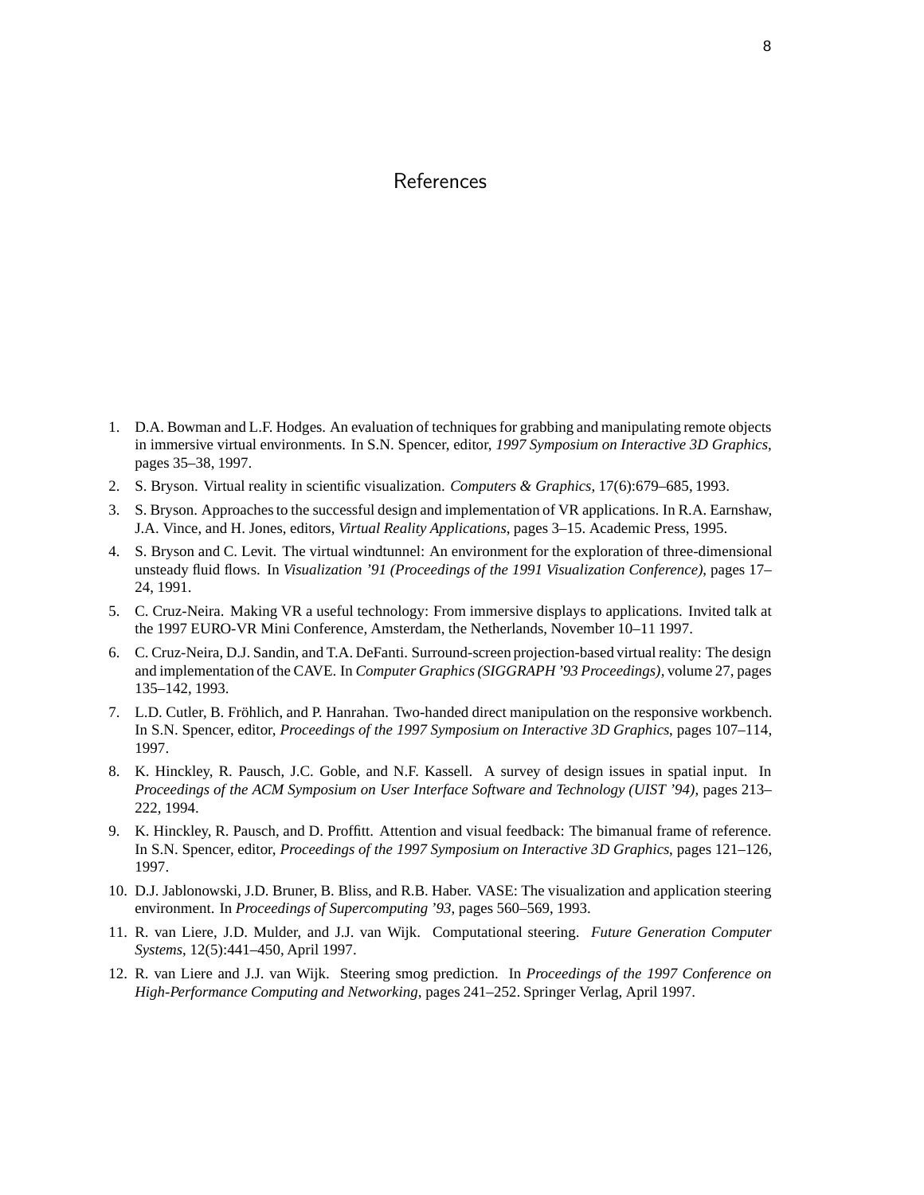# References

1. D.A. Bowman and L.F. Hodges. An evaluation of techniques for grabbing and manipulating remote objects in immersive virtual environments. In S.N. Spencer, editor, *1997 Symposium on Interactive 3D Graphics*, pages 35–38, 1997.
2. S. Bryson. Virtual reality in scientific visualization. *Computers & Graphics*, 17(6):679–685, 1993.
3. S. Bryson. Approaches to the successful design and implementation of VR applications. In R.A. Earnshaw, J.A. Vince, and H. Jones, editors, *Virtual Reality Applications*, pages 3–15. Academic Press, 1995.
4. S. Bryson and C. Levit. The virtual windtunnel: An environment for the exploration of three-dimensional unsteady fluid flows. In *Visualization '91 (Proceedings of the 1991 Visualization Conference)*, pages 17–24, 1991.
5. C. Cruz-Neira. Making VR a useful technology: From immersive displays to applications. Invited talk at the 1997 EURO-VR Mini Conference, Amsterdam, the Netherlands, November 10–11 1997.
6. C. Cruz-Neira, D.J. Sandin, and T.A. DeFanti. Surround-screen projection-based virtual reality: The design and implementation of the CAVE. In *Computer Graphics (SIGGRAPH '93 Proceedings)*, volume 27, pages 135–142, 1993.
7. L.D. Cutler, B. Fröhlich, and P. Hanrahan. Two-handed direct manipulation on the responsive workbench. In S.N. Spencer, editor, *Proceedings of the 1997 Symposium on Interactive 3D Graphics*, pages 107–114, 1997.
8. K. Hinckley, R. Pausch, J.C. Goble, and N.F. Kassell. A survey of design issues in spatial input. In *Proceedings of the ACM Symposium on User Interface Software and Technology (UIST '94)*, pages 213–222, 1994.
9. K. Hinckley, R. Pausch, and D. Proffitt. Attention and visual feedback: The bimanual frame of reference. In S.N. Spencer, editor, *Proceedings of the 1997 Symposium on Interactive 3D Graphics*, pages 121–126, 1997.
10. D.J. Jablonowski, J.D. Bruner, B. Bliss, and R.B. Haber. VASE: The visualization and application steering environment. In *Proceedings of Supercomputing '93*, pages 560–569, 1993.
11. R. van Liere, J.D. Mulder, and J.J. van Wijk. Computational steering. *Future Generation Computer Systems*, 12(5):441–450, April 1997.
12. R. van Liere and J.J. van Wijk. Steering smog prediction. In *Proceedings of the 1997 Conference on High-Performance Computing and Networking*, pages 241–252. Springer Verlag, April 1997.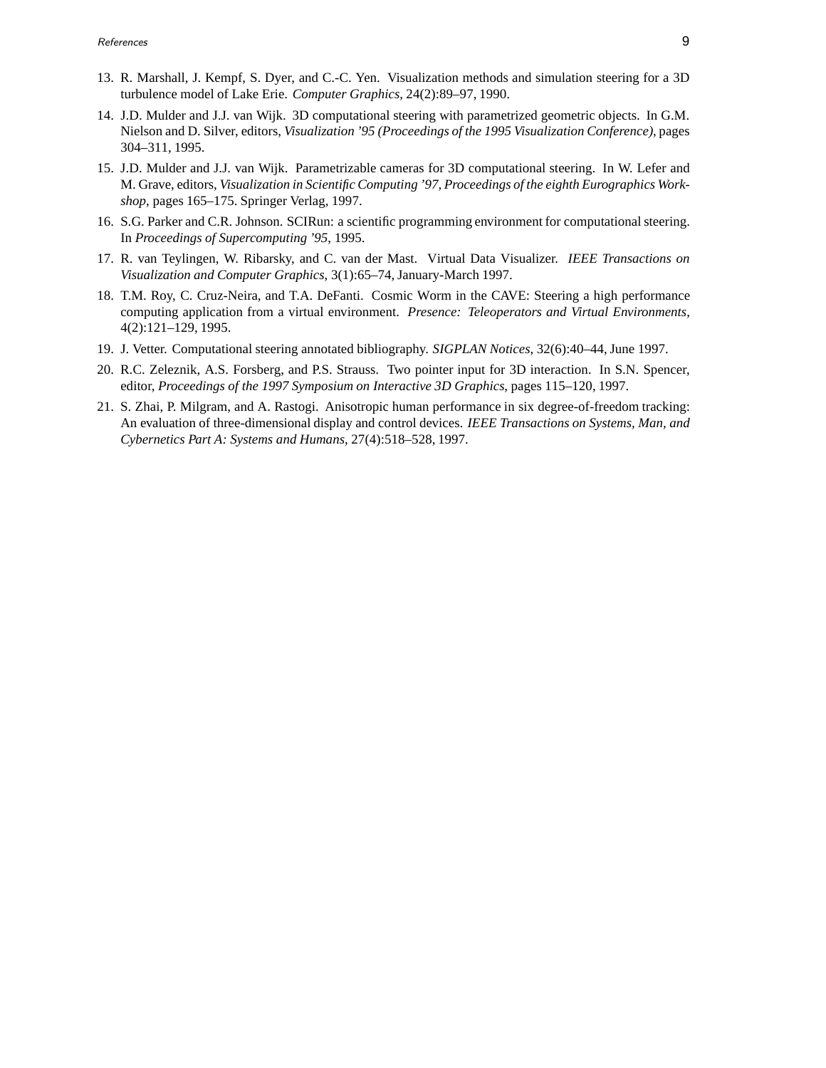13. R. Marshall, J. Kempf, S. Dyer, and C.-C. Yen. Visualization methods and simulation steering for a 3D turbulence model of Lake Erie. *Computer Graphics*, 24(2):89–97, 1990.
14. J.D. Mulder and J.J. van Wijk. 3D computational steering with parametrized geometric objects. In G.M. Nielson and D. Silver, editors, *Visualization '95 (Proceedings of the 1995 Visualization Conference)*, pages 304–311, 1995.
15. J.D. Mulder and J.J. van Wijk. Parametrizable cameras for 3D computational steering. In W. Lefer and M. Grave, editors, *Visualization in Scientific Computing '97, Proceedings of the eighth Eurographics Workshop*, pages 165–175. Springer Verlag, 1997.
16. S.G. Parker and C.R. Johnson. SCIRun: a scientific programming environment for computational steering. In *Proceedings of Supercomputing '95*, 1995.
17. R. van Teylingen, W. Ribarsky, and C. van der Mast. Virtual Data Visualizer. *IEEE Transactions on Visualization and Computer Graphics*, 3(1):65–74, January-March 1997.
18. T.M. Roy, C. Cruz-Neira, and T.A. DeFanti. Cosmic Worm in the CAVE: Steering a high performance computing application from a virtual environment. *Presence: Teleoperators and Virtual Environments*, 4(2):121–129, 1995.
19. J. Vetter. Computational steering annotated bibliography. *SIGPLAN Notices*, 32(6):40–44, June 1997.
20. R.C. Zeleznik, A.S. Forsberg, and P.S. Strauss. Two pointer input for 3D interaction. In S.N. Spencer, editor, *Proceedings of the 1997 Symposium on Interactive 3D Graphics*, pages 115–120, 1997.
21. S. Zhai, P. Milgram, and A. Rastogi. Anisotropic human performance in six degree-of-freedom tracking: An evaluation of three-dimensional display and control devices. *IEEE Transactions on Systems, Man, and Cybernetics Part A: Systems and Humans*, 27(4):518–528, 1997.